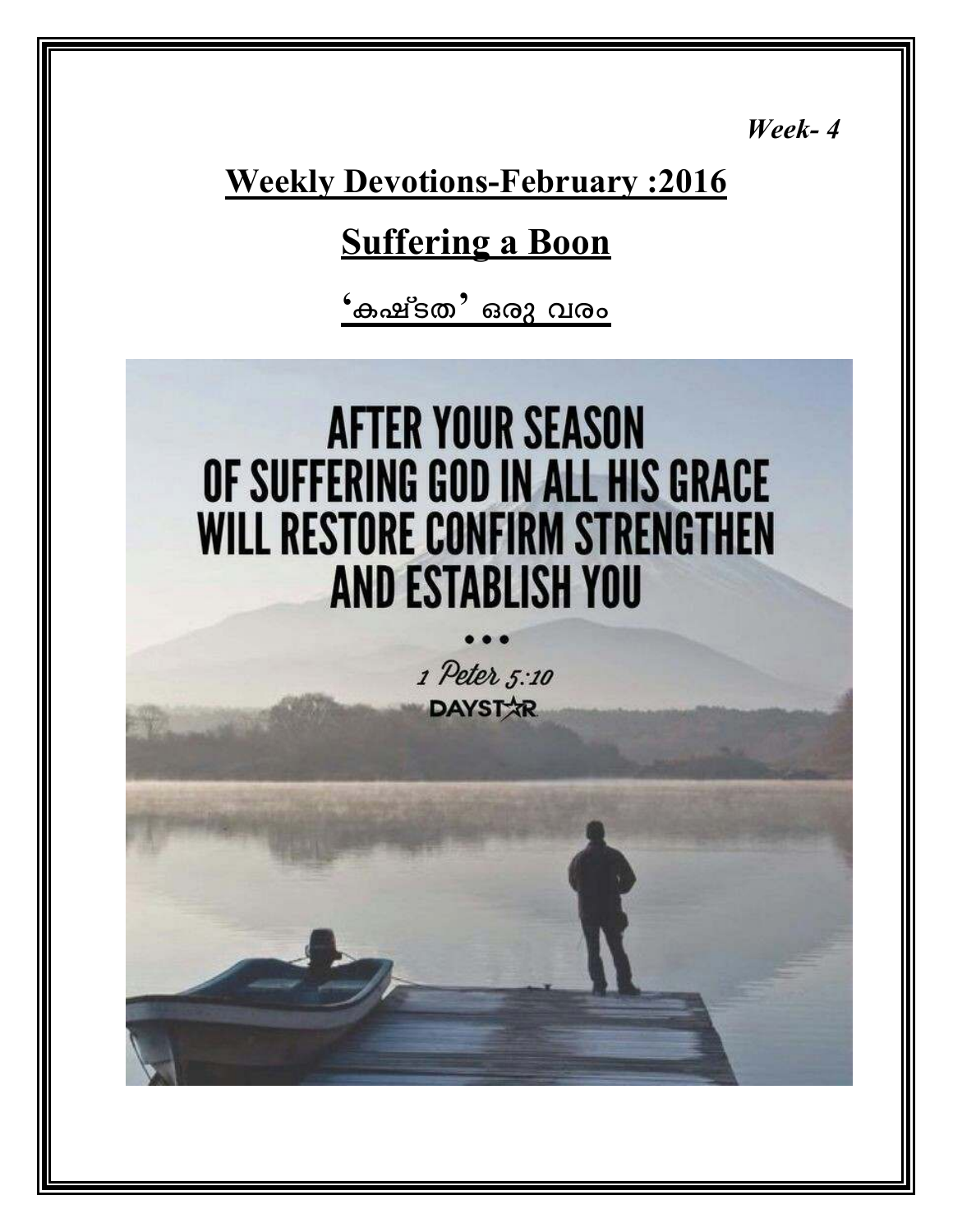*Week- 4*

# Weekly Devotions-February :2016

## Suffering a Boon

## 'കഷ്ടത' ഒരു വരം

AFTER YOUR SEASON OF SUFFERING GOD IN ALL HIS GRACE WILL RESTORE CONFIRM STRENGTHEN AND ESTABLISH YOU

1 Peter 5:10

DAYSTAR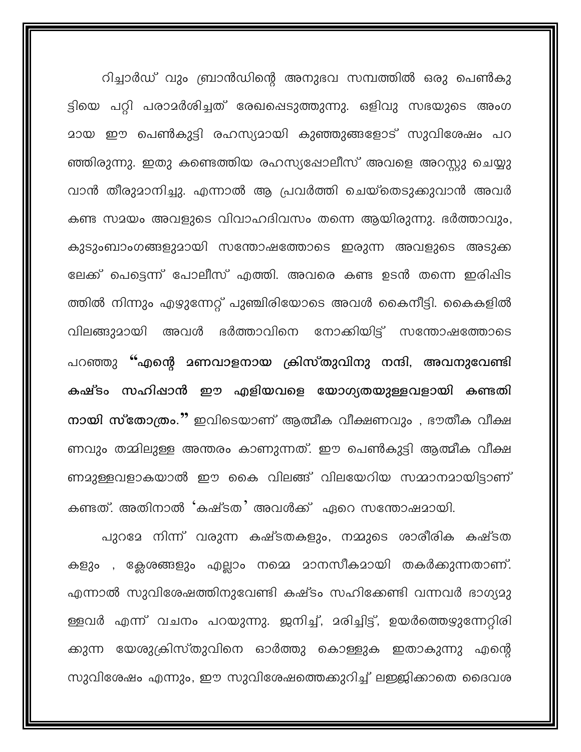റിച്ചാർഡ് വും ബ്രാൻഡിന്റെ അനുഭവ സമ്പത്തിൽ ഒരു പെൺകുട്ടിയെ പറ്റി പരാമർശിച്ചത് രേഖപ്പെടുത്തുന്നു. ഒളിവു സഭയുടെ അംഗമായ ഈ പെൺകുട്ടി രഹസ്യമായി കുഞ്ഞുങ്ങളോട് സുവിശേഷം പറഞ്ഞിരുന്നു. ഇതു കണ്ടെത്തിയ രഹസ്യപ്പോലീസ് അവളെ അറസ്റ്റു ചെയ്യുവാൻ തീരുമാനിച്ചു. എന്നാൽ ആ പ്രവർത്തി ചെയ്തെടുക്കുവാൻ അവർ കണ്ട സമയം അവളുടെ വിവാഹദിവസം തന്നെ ആയിരുന്നു. ഭർത്താവും, കുടുംബാംഗങ്ങളുമായി സന്തോഷത്തോടെ ഇരുന്ന അവളുടെ അടുക്കലേക്ക് പെട്ടെന്ന് പോലീസ് എത്തി. അവരെ കണ്ട ഉടൻ തന്നെ ഇരിപ്പിടത്തിൽ നിന്നും എഴുന്നേറ്റ് പുഞ്ചിരിയോടെ അവൾ കൈനീട്ടി. കൈകളിൽ വിലങ്ങുമായി അവൾ ഭർത്താവിനെ നോക്കിയിട്ട് സന്തോഷത്തോടെ പറഞ്ഞു **"എന്റെ മണവാളനായ ക്രിസ്തുവിനു നന്ദി, അവനുവേണ്ടി കഷ്ടം സഹിപ്പാൻ ഈ എളിയവളെ യോഗ്യതയുള്ളവളായി കണ്ടതിനായി സ്തോത്രം."** ഇവിടെയാണ് ആത്മീക വീക്ഷണവും , ഭൗതീക വീക്ഷണവും തമ്മിലുള്ള അന്തരം കാണുന്നത്. ഈ പെൺകുട്ടി ആത്മീക വീക്ഷണമുള്ളവളാകയാൽ ഈ കൈ വിലങ്ങ് വിലയേറിയ സമ്മാനമായിട്ടാണ് കണ്ടത്. അതിനാൽ 'കഷ്ടത' അവൾക്ക് ഏറെ സന്തോഷമായി.

പുറമേ നിന്ന് വരുന്ന കഷ്ടതകളും, നമ്മുടെ ശാരീരിക കഷ്ടതകളും , ക്ലേശങ്ങളും എല്ലാം നമ്മെ മാനസീകമായി തകർക്കുന്നതാണ്. എന്നാൽ സുവിശേഷത്തിനുവേണ്ടി കഷ്ടം സഹിക്കേണ്ടി വന്നവർ ഭാഗ്യമുള്ളവർ എന്ന് വചനം പറയുന്നു. ജനിച്ച്, മരിച്ചിട്ട്, ഉയർത്തെഴുന്നേറ്റിരിക്കുന്ന യേശുക്രിസ്തുവിനെ ഓർത്തു കൊള്ളുക ഇതാകുന്നു എന്റെ സുവിശേഷം എന്നും, ഈ സുവിശേഷത്തെക്കുറിച്ച് ലജ്ജിക്കാതെ ദൈവശ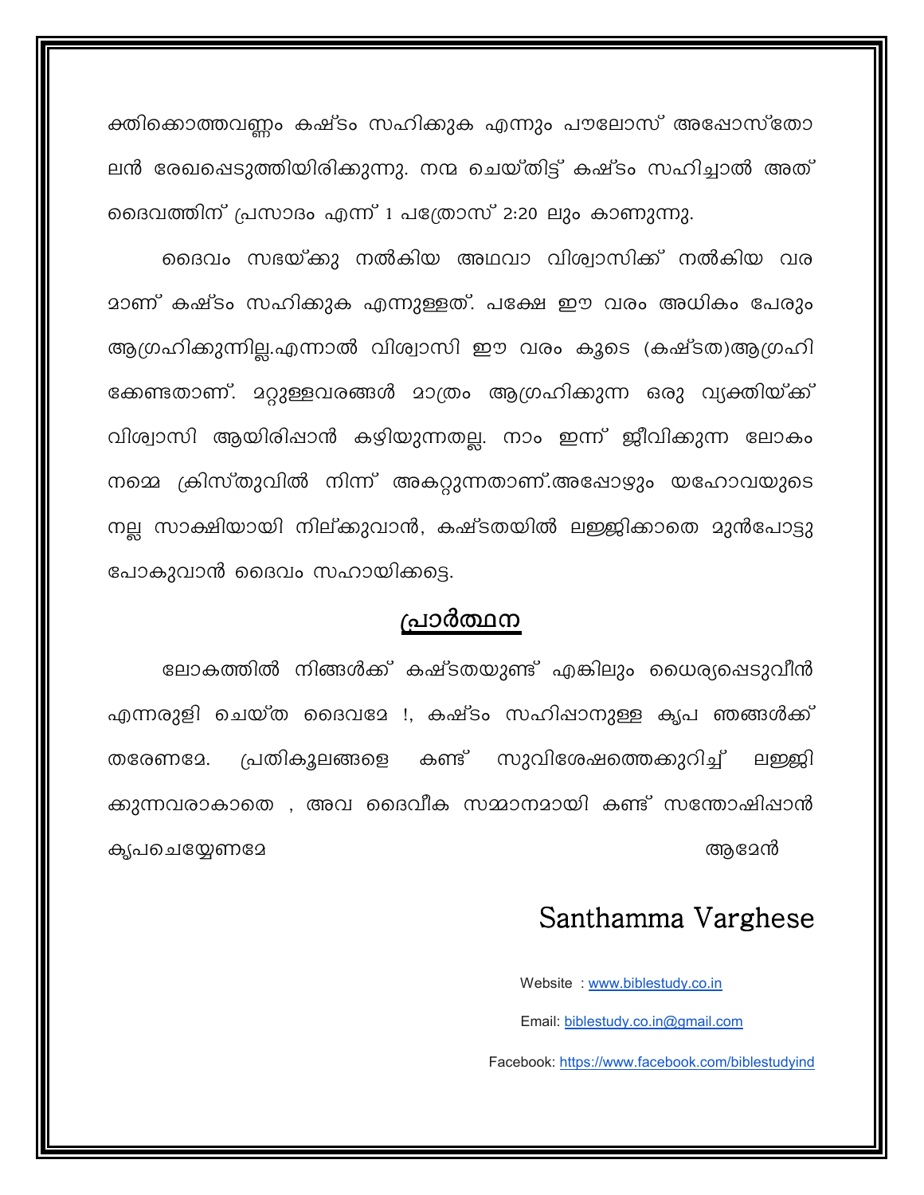ക്തിക്കൊത്തവണ്ണം കഷ്ടം സഹിക്കുക എന്നും പൗലോസ് അപ്പോസ്തോലൻ രേഖപ്പെടുത്തിയിരിക്കുന്നു. നന്മ ചെയ്തിട്ട് കഷ്ടം സഹിച്ചാൽ അത് ദൈവത്തിന് പ്രസാദം എന്ന് 1 പത്രോസ് 2:20 ലും കാണുന്നു.

ദൈവം സഭയ്ക്കു നൽകിയ അഥവാ വിശ്വാസിക്ക് നൽകിയ വരമാണ് കഷ്ടം സഹിക്കുക എന്നുള്ളത്. പക്ഷേ ഈ വരം അധികം പേരും ആഗ്രഹിക്കുന്നില്ല.എന്നാൽ വിശ്വാസി ഈ വരം കൂടെ (കഷ്ടത)ആഗ്രഹിക്കേണ്ടതാണ്. മറ്റുള്ളവരങ്ങൾ മാത്രം ആഗ്രഹിക്കുന്ന ഒരു വ്യക്തിയ്ക്ക് വിശ്വാസി ആയിരിപ്പാൻ കഴിയുന്നതല്ല. നാം ഇന്ന് ജീവിക്കുന്ന ലോകം നമ്മെ ക്രിസ്തുവിൽ നിന്ന് അകറ്റുന്നതാണ്.അപ്പോഴും യഹോവയുടെ നല്ല സാക്ഷിയായി നില്ക്കുവാൻ, കഷ്ടതയിൽ ലജ്ജിക്കാതെ മുൻപോട്ടു പോകുവാൻ ദൈവം സഹായിക്കട്ടെ.

## പ്രാർത്ഥന

ലോകത്തിൽ നിങ്ങൾക്ക് കഷ്ടതയുണ്ട് എങ്കിലും ധൈര്യപ്പെടുവീൻ എന്നരുളി ചെയ്ത ദൈവമേ !, കഷ്ടം സഹിപ്പാനുള്ള കൃപ ഞങ്ങൾക്ക് തരേണമേ. പ്രതികൂലങ്ങളെ കണ്ട് സുവിശേഷത്തെക്കുറിച്ച് ലജ്ജിക്കുന്നവരാകാതെ , അവ ദൈവീക സമ്മാനമായി കണ്ട് സന്തോഷിപ്പാൻ കൃപചെയ്യേണമേ ആമേൻ

**Santhamma Varghese**

Website : www.biblestudy.co.in

Email: biblestudy.co.in@gmail.com

Facebook: https://www.facebook.com/biblestudyind